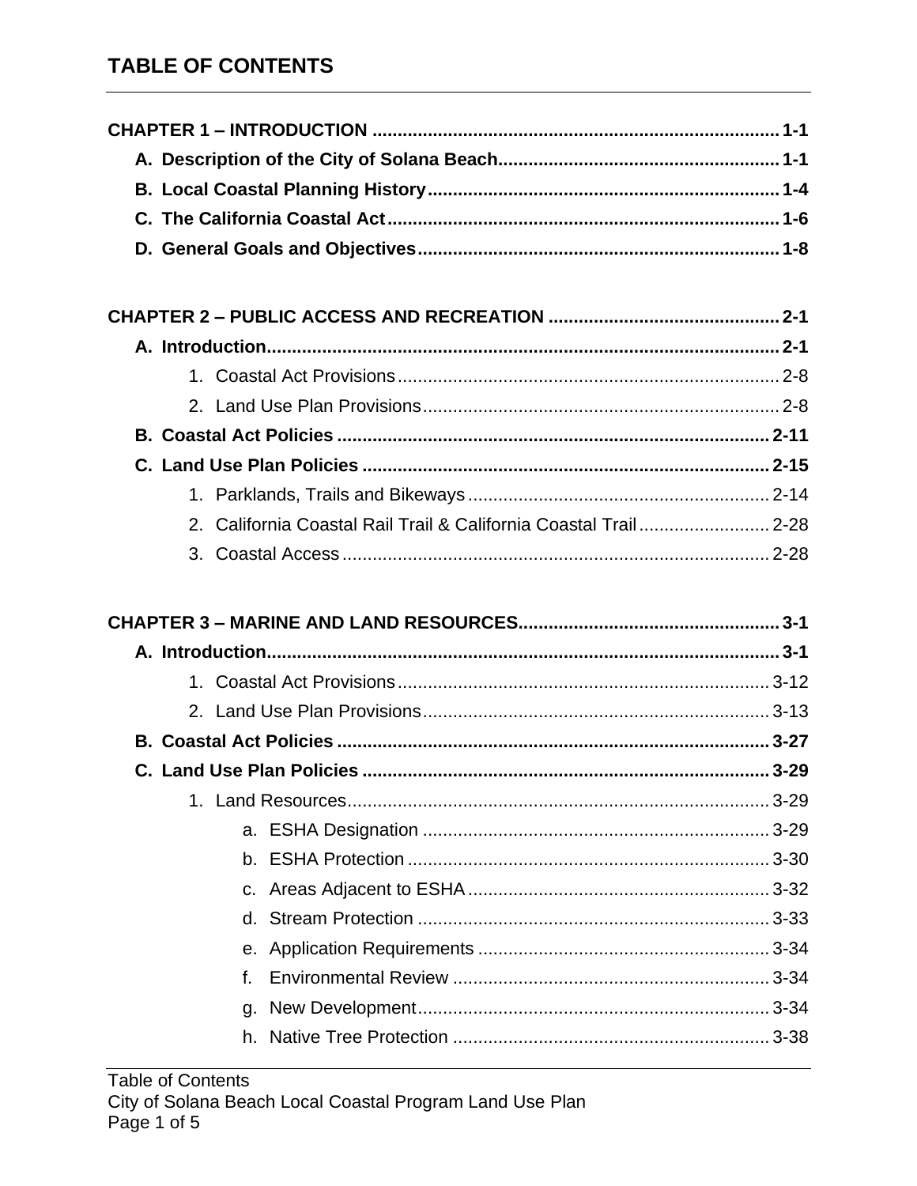# TABLE OF CONTENTS

**CHAPTER 1 – INTRODUCTION ........................................................................... 1-1**

- **A. Description of the City of Solana Beach ............................................... 1-1**
- **B. Local Coastal Planning History ........................................................... 1-4**
- **C. The California Coastal Act ................................................................... 1-6**
- **D. General Goals and Objectives ............................................................. 1-8**

**CHAPTER 2 – PUBLIC ACCESS AND RECREATION ....................................... 2-1**

- **A. Introduction ........................................................................................... 2-1**
  1. Coastal Act Provisions ................................................................... 2-8
  2. Land Use Plan Provisions .............................................................. 2-8
- **B. Coastal Act Policies ............................................................................. 2-11**
- **C. Land Use Plan Policies ....................................................................... 2-15**
  1. Parklands, Trails and Bikeways .................................................... 2-14
  2. California Coastal Rail Trail & California Coastal Trail .................. 2-28
  3. Coastal Access ............................................................................. 2-28

**CHAPTER 3 – MARINE AND LAND RESOURCES ............................................. 3-1**

- **A. Introduction ........................................................................................... 3-1**
  1. Coastal Act Provisions ................................................................. 3-12
  2. Land Use Plan Provisions ............................................................ 3-13
- **B. Coastal Act Policies ............................................................................. 3-27**
- **C. Land Use Plan Policies ....................................................................... 3-29**
  1. Land Resources ............................................................................ 3-29
     - a. ESHA Designation ................................................................ 3-29
     - b. ESHA Protection ................................................................... 3-30
     - c. Areas Adjacent to ESHA ....................................................... 3-32
     - d. Stream Protection ................................................................. 3-33
     - e. Application Requirements ..................................................... 3-34
     - f. Environmental Review ........................................................... 3-34
     - g. New Development ................................................................. 3-34
     - h. Native Tree Protection .......................................................... 3-38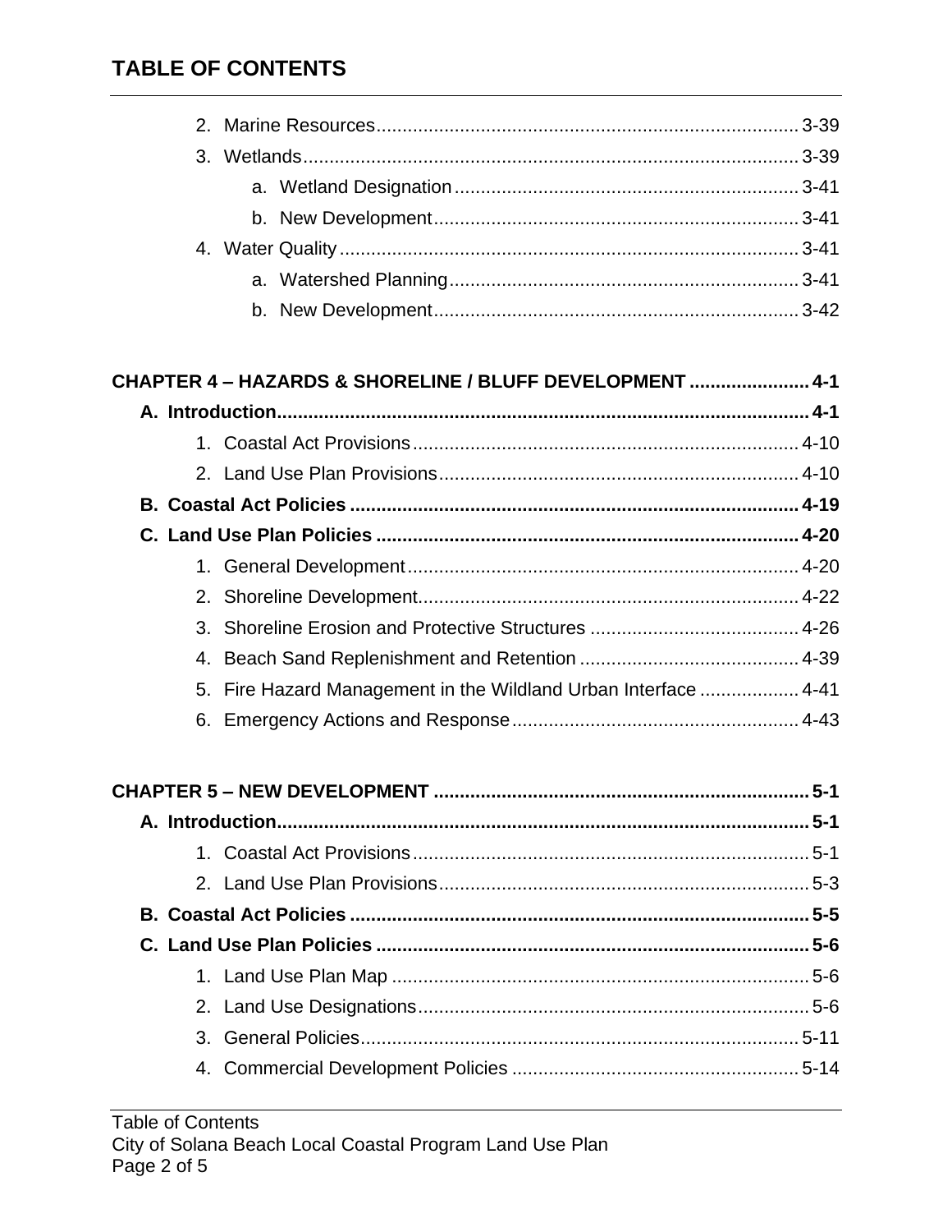# TABLE OF CONTENTS

- 2. Marine Resources ........ 3-39
- 3. Wetlands ........ 3-39
  - a. Wetland Designation ........ 3-41
  - b. New Development ........ 3-41
- 4. Water Quality ........ 3-41
  - a. Watershed Planning ........ 3-41
  - b. New Development ........ 3-42

**CHAPTER 4 – HAZARDS & SHORELINE / BLUFF DEVELOPMENT ........ 4-1**

- **A. Introduction ........ 4-1**
  - 1. Coastal Act Provisions ........ 4-10
  - 2. Land Use Plan Provisions ........ 4-10
- **B. Coastal Act Policies ........ 4-19**
- **C. Land Use Plan Policies ........ 4-20**
  - 1. General Development ........ 4-20
  - 2. Shoreline Development ........ 4-22
  - 3. Shoreline Erosion and Protective Structures ........ 4-26
  - 4. Beach Sand Replenishment and Retention ........ 4-39
  - 5. Fire Hazard Management in the Wildland Urban Interface ........ 4-41
  - 6. Emergency Actions and Response ........ 4-43

**CHAPTER 5 – NEW DEVELOPMENT ........ 5-1**

- **A. Introduction ........ 5-1**
  - 1. Coastal Act Provisions ........ 5-1
  - 2. Land Use Plan Provisions ........ 5-3
- **B. Coastal Act Policies ........ 5-5**
- **C. Land Use Plan Policies ........ 5-6**
  - 1. Land Use Plan Map ........ 5-6
  - 2. Land Use Designations ........ 5-6
  - 3. General Policies ........ 5-11
  - 4. Commercial Development Policies ........ 5-14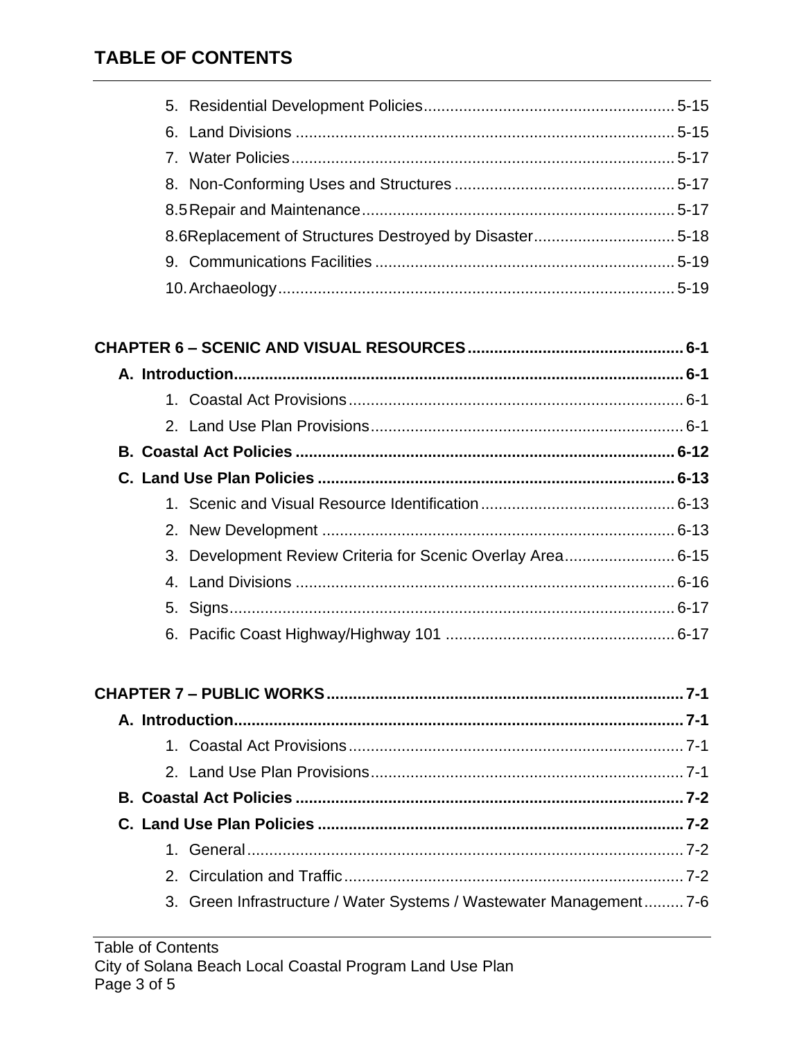# TABLE OF CONTENTS

5. Residential Development Policies........................................................ 5-15
6. Land Divisions ..................................................................................... 5-15
7. Water Policies...................................................................................... 5-17
8. Non-Conforming Uses and Structures ................................................. 5-17

8.5 Repair and Maintenance...................................................................... 5-17

8.6 Replacement of Structures Destroyed by Disaster................................ 5-18

9. Communications Facilities ................................................................... 5-19
10. Archaeology......................................................................................... 5-19

**CHAPTER 6 – SCENIC AND VISUAL RESOURCES................................................ 6-1**

**A. Introduction.................................................................................................... 6-1**

1. Coastal Act Provisions.......................................................................... 6-1
2. Land Use Plan Provisions..................................................................... 6-1

**B. Coastal Act Policies ..................................................................................... 6-12**

**C. Land Use Plan Policies ................................................................................ 6-13**

1. Scenic and Visual Resource Identification ........................................... 6-13
2. New Development ............................................................................... 6-13
3. Development Review Criteria for Scenic Overlay Area......................... 6-15
4. Land Divisions ..................................................................................... 6-16
5. Signs.................................................................................................... 6-17
6. Pacific Coast Highway/Highway 101 ................................................... 6-17

**CHAPTER 7 – PUBLIC WORKS................................................................................ 7-1**

**A. Introduction.................................................................................................... 7-1**

1. Coastal Act Provisions.......................................................................... 7-1
2. Land Use Plan Provisions..................................................................... 7-1

**B. Coastal Act Policies ....................................................................................... 7-2**

**C. Land Use Plan Policies .................................................................................. 7-2**

1. General................................................................................................. 7-2
2. Circulation and Traffic........................................................................... 7-2
3. Green Infrastructure / Water Systems / Wastewater Management......... 7-6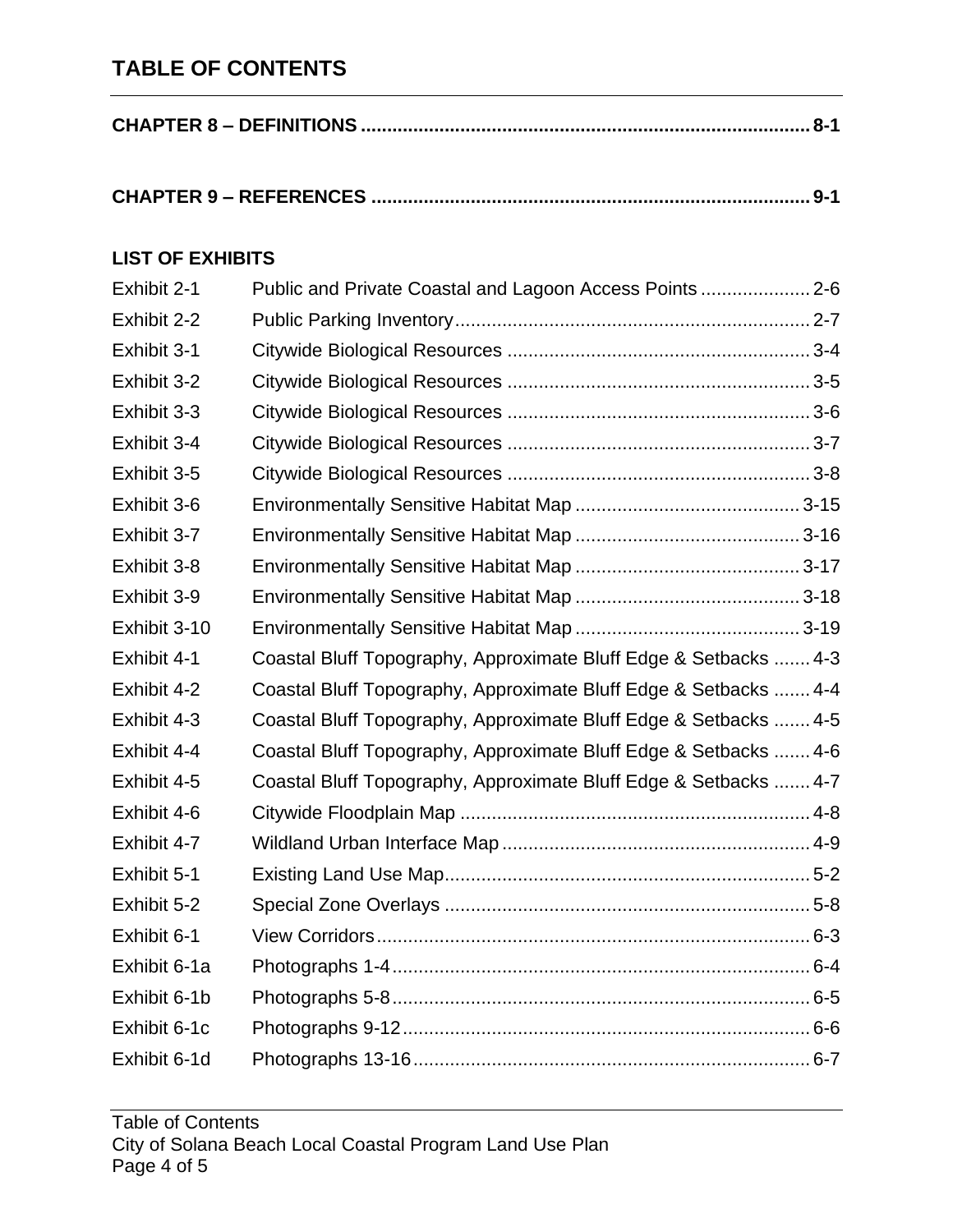# TABLE OF CONTENTS

**CHAPTER 8 – DEFINITIONS .................................................................................... 8-1**

**CHAPTER 9 – REFERENCES .................................................................................. 9-1**

**LIST OF EXHIBITS**

| | | |
|---|---|---|
| Exhibit 2-1 | Public and Private Coastal and Lagoon Access Points | 2-6 |
| Exhibit 2-2 | Public Parking Inventory | 2-7 |
| Exhibit 3-1 | Citywide Biological Resources | 3-4 |
| Exhibit 3-2 | Citywide Biological Resources | 3-5 |
| Exhibit 3-3 | Citywide Biological Resources | 3-6 |
| Exhibit 3-4 | Citywide Biological Resources | 3-7 |
| Exhibit 3-5 | Citywide Biological Resources | 3-8 |
| Exhibit 3-6 | Environmentally Sensitive Habitat Map | 3-15 |
| Exhibit 3-7 | Environmentally Sensitive Habitat Map | 3-16 |
| Exhibit 3-8 | Environmentally Sensitive Habitat Map | 3-17 |
| Exhibit 3-9 | Environmentally Sensitive Habitat Map | 3-18 |
| Exhibit 3-10 | Environmentally Sensitive Habitat Map | 3-19 |
| Exhibit 4-1 | Coastal Bluff Topography, Approximate Bluff Edge & Setbacks | 4-3 |
| Exhibit 4-2 | Coastal Bluff Topography, Approximate Bluff Edge & Setbacks | 4-4 |
| Exhibit 4-3 | Coastal Bluff Topography, Approximate Bluff Edge & Setbacks | 4-5 |
| Exhibit 4-4 | Coastal Bluff Topography, Approximate Bluff Edge & Setbacks | 4-6 |
| Exhibit 4-5 | Coastal Bluff Topography, Approximate Bluff Edge & Setbacks | 4-7 |
| Exhibit 4-6 | Citywide Floodplain Map | 4-8 |
| Exhibit 4-7 | Wildland Urban Interface Map | 4-9 |
| Exhibit 5-1 | Existing Land Use Map | 5-2 |
| Exhibit 5-2 | Special Zone Overlays | 5-8 |
| Exhibit 6-1 | View Corridors | 6-3 |
| Exhibit 6-1a | Photographs 1-4 | 6-4 |
| Exhibit 6-1b | Photographs 5-8 | 6-5 |
| Exhibit 6-1c | Photographs 9-12 | 6-6 |
| Exhibit 6-1d | Photographs 13-16 | 6-7 |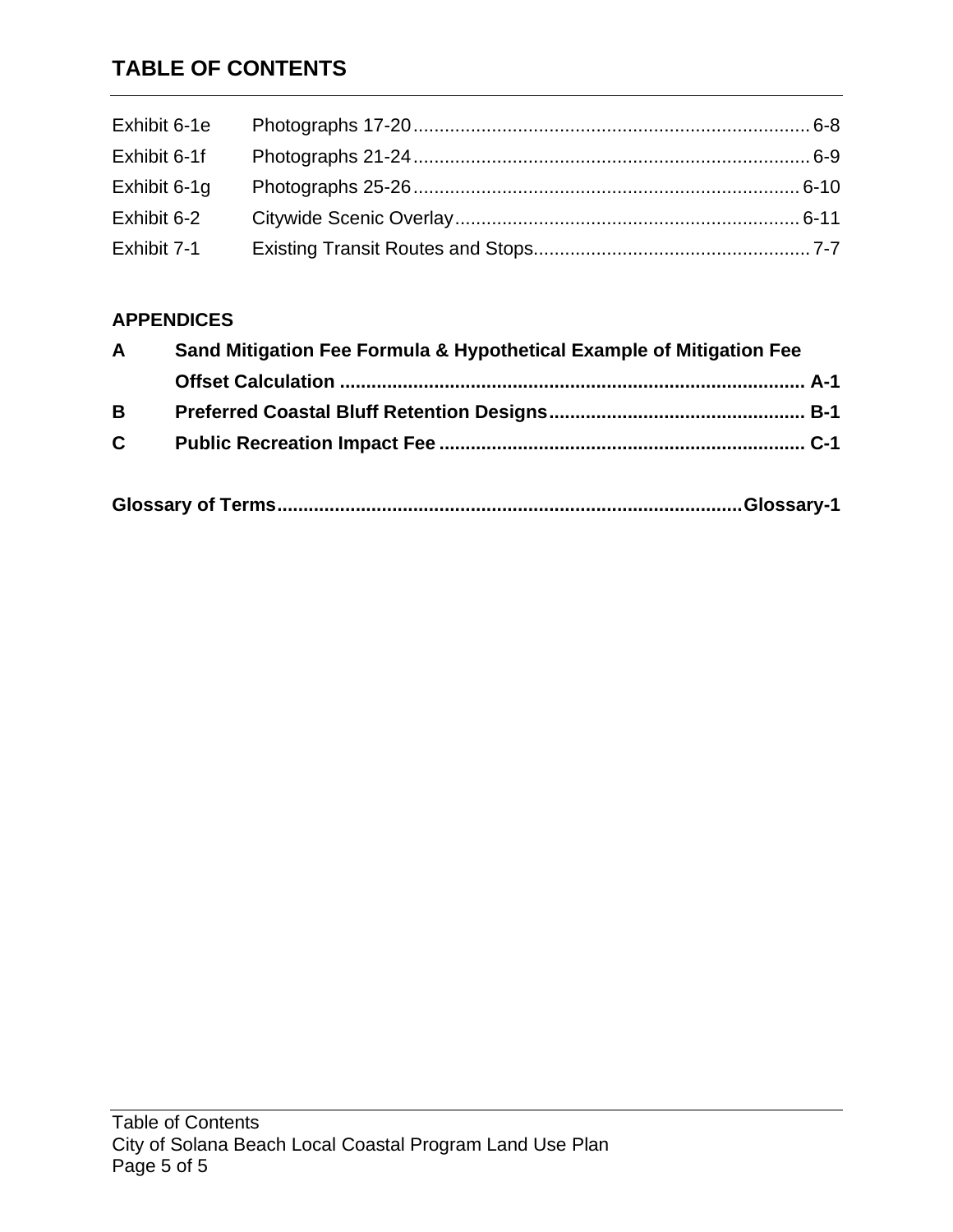# TABLE OF CONTENTS

| | | |
|---|---|---|
| Exhibit 6-1e | Photographs 17-20 | 6-8 |
| Exhibit 6-1f | Photographs 21-24 | 6-9 |
| Exhibit 6-1g | Photographs 25-26 | 6-10 |
| Exhibit 6-2 | Citywide Scenic Overlay | 6-11 |
| Exhibit 7-1 | Existing Transit Routes and Stops | 7-7 |

**APPENDICES**

| | | |
|---|---|---|
| **A** | **Sand Mitigation Fee Formula & Hypothetical Example of Mitigation Fee Offset Calculation** | **A-1** |
| **B** | **Preferred Coastal Bluff Retention Designs** | **B-1** |
| **C** | **Public Recreation Impact Fee** | **C-1** |

**Glossary of Terms ........ Glossary-1**